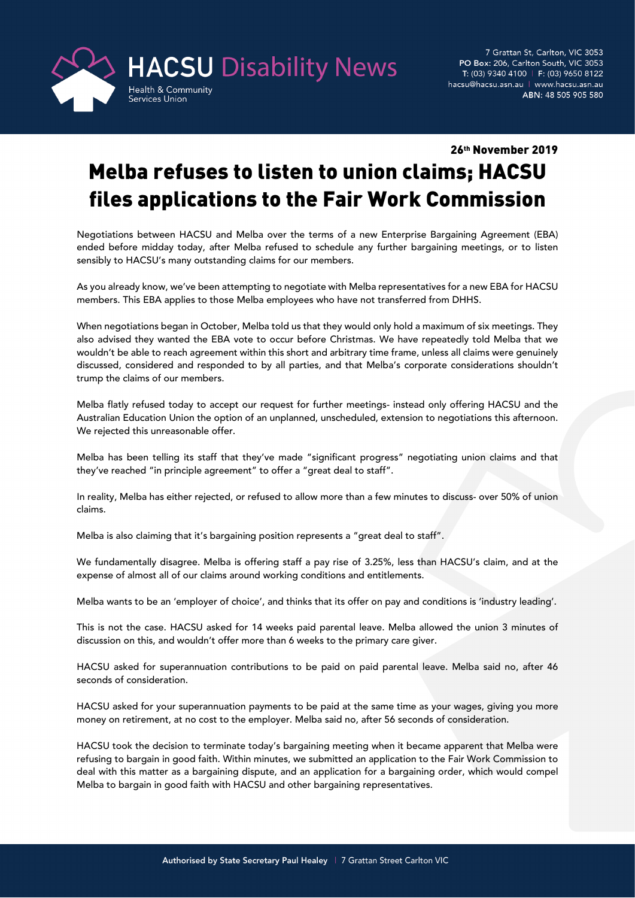HACSU Disability News

Health & Community Services Union

7 Grattan St, Carlton, VIC 3053
**PO Box:** 206, Carlton South, VIC 3053
**T:** (03) 9340 4100 | **F:** (03) 9650 8122
hacsu@hacsu.asn.au | www.hacsu.asn.au
**ABN:** 48 505 905 580

**26th November 2019**

# Melba refuses to listen to union claims; HACSU files applications to the Fair Work Commission

Negotiations between HACSU and Melba over the terms of a new Enterprise Bargaining Agreement (EBA) ended before midday today, after Melba refused to schedule any further bargaining meetings, or to listen sensibly to HACSU's many outstanding claims for our members.

As you already know, we've been attempting to negotiate with Melba representatives for a new EBA for HACSU members. This EBA applies to those Melba employees who have not transferred from DHHS.

When negotiations began in October, Melba told us that they would only hold a maximum of six meetings. They also advised they wanted the EBA vote to occur before Christmas. We have repeatedly told Melba that we wouldn't be able to reach agreement within this short and arbitrary time frame, unless all claims were genuinely discussed, considered and responded to by all parties, and that Melba's corporate considerations shouldn't trump the claims of our members.

Melba flatly refused today to accept our request for further meetings- instead only offering HACSU and the Australian Education Union the option of an unplanned, unscheduled, extension to negotiations this afternoon. We rejected this unreasonable offer.

Melba has been telling its staff that they've made "significant progress" negotiating union claims and that they've reached "in principle agreement" to offer a "great deal to staff".

In reality, Melba has either rejected, or refused to allow more than a few minutes to discuss- over 50% of union claims.

Melba is also claiming that it's bargaining position represents a "great deal to staff".

We fundamentally disagree. Melba is offering staff a pay rise of 3.25%, less than HACSU's claim, and at the expense of almost all of our claims around working conditions and entitlements.

Melba wants to be an 'employer of choice', and thinks that its offer on pay and conditions is 'industry leading'.

This is not the case. HACSU asked for 14 weeks paid parental leave. Melba allowed the union 3 minutes of discussion on this, and wouldn't offer more than 6 weeks to the primary care giver.

HACSU asked for superannuation contributions to be paid on paid parental leave. Melba said no, after 46 seconds of consideration.

HACSU asked for your superannuation payments to be paid at the same time as your wages, giving you more money on retirement, at no cost to the employer. Melba said no, after 56 seconds of consideration.

HACSU took the decision to terminate today's bargaining meeting when it became apparent that Melba were refusing to bargain in good faith. Within minutes, we submitted an application to the Fair Work Commission to deal with this matter as a bargaining dispute, and an application for a bargaining order, which would compel Melba to bargain in good faith with HACSU and other bargaining representatives.

**Authorised by State Secretary Paul Healey** | 7 Grattan Street Carlton VIC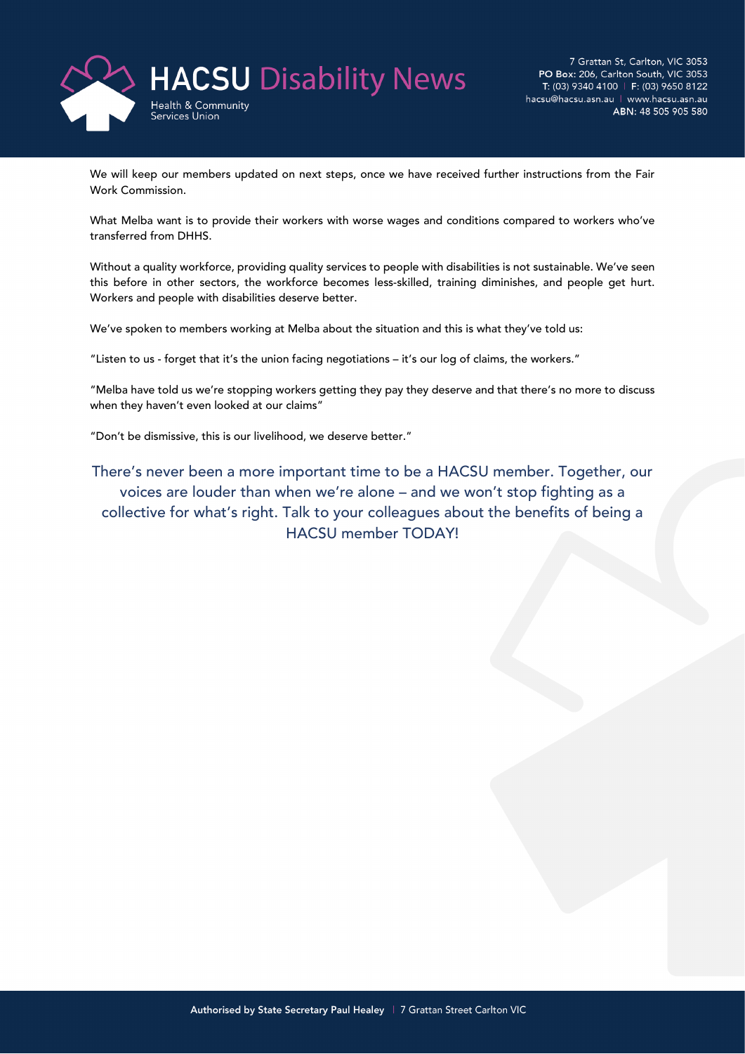We will keep our members updated on next steps, once we have received further instructions from the Fair Work Commission.

What Melba want is to provide their workers with worse wages and conditions compared to workers who've transferred from DHHS.

Without a quality workforce, providing quality services to people with disabilities is not sustainable. We've seen this before in other sectors, the workforce becomes less-skilled, training diminishes, and people get hurt. Workers and people with disabilities deserve better.

We've spoken to members working at Melba about the situation and this is what they've told us:

"Listen to us - forget that it's the union facing negotiations – it's our log of claims, the workers."

"Melba have told us we're stopping workers getting they pay they deserve and that there's no more to discuss when they haven't even looked at our claims"

"Don't be dismissive, this is our livelihood, we deserve better."

There's never been a more important time to be a HACSU member. Together, our voices are louder than when we're alone – and we won't stop fighting as a collective for what's right. Talk to your colleagues about the benefits of being a HACSU member TODAY!

**Authorised by State Secretary Paul Healey** | 7 Grattan Street Carlton VIC